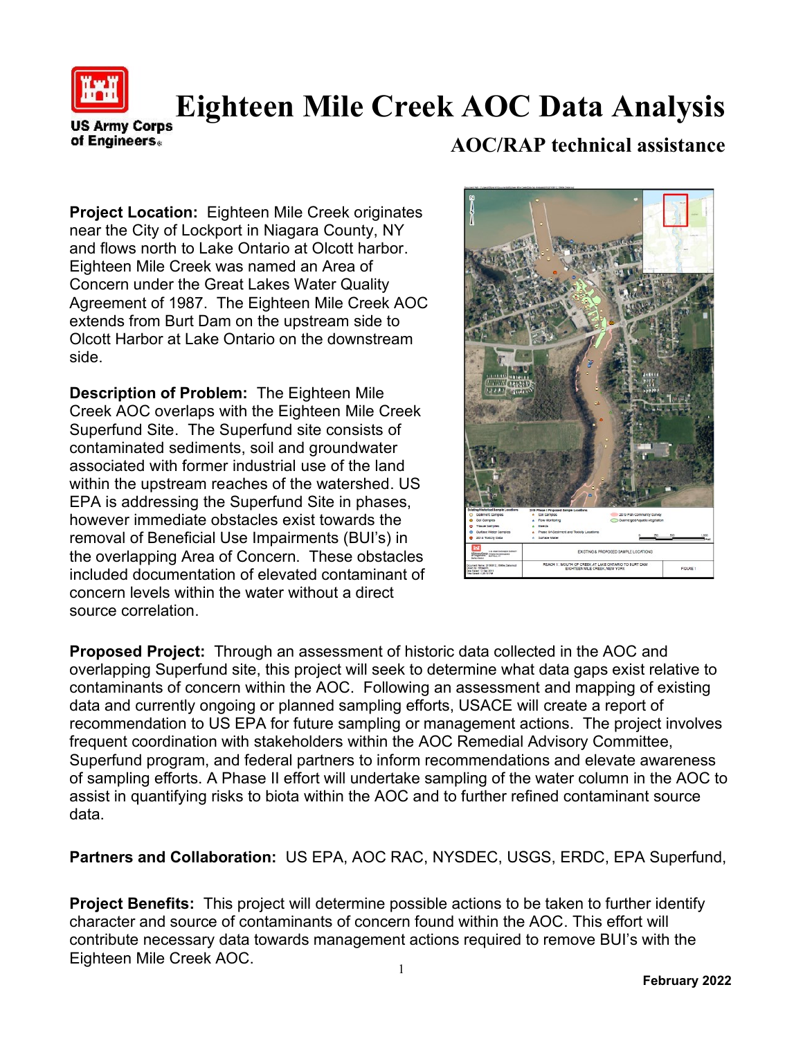US Army Corps of Engineers

# Eighteen Mile Creek AOC Data Analysis

## AOC/RAP technical assistance

**Project Location:** Eighteen Mile Creek originates near the City of Lockport in Niagara County, NY and flows north to Lake Ontario at Olcott harbor. Eighteen Mile Creek was named an Area of Concern under the Great Lakes Water Quality Agreement of 1987. The Eighteen Mile Creek AOC extends from Burt Dam on the upstream side to Olcott Harbor at Lake Ontario on the downstream side.

**Description of Problem:** The Eighteen Mile Creek AOC overlaps with the Eighteen Mile Creek Superfund Site. The Superfund site consists of contaminated sediments, soil and groundwater associated with former industrial use of the land within the upstream reaches of the watershed. US EPA is addressing the Superfund Site in phases, however immediate obstacles exist towards the removal of Beneficial Use Impairments (BUI's) in the overlapping Area of Concern. These obstacles included documentation of elevated contaminant of concern levels within the water without a direct source correlation.

**Proposed Project:** Through an assessment of historic data collected in the AOC and overlapping Superfund site, this project will seek to determine what data gaps exist relative to contaminants of concern within the AOC. Following an assessment and mapping of existing data and currently ongoing or planned sampling efforts, USACE will create a report of recommendation to US EPA for future sampling or management actions. The project involves frequent coordination with stakeholders within the AOC Remedial Advisory Committee, Superfund program, and federal partners to inform recommendations and elevate awareness of sampling efforts. A Phase II effort will undertake sampling of the water column in the AOC to assist in quantifying risks to biota within the AOC and to further refined contaminant source data.

**Partners and Collaboration:** US EPA, AOC RAC, NYSDEC, USGS, ERDC, EPA Superfund,

**Project Benefits:** This project will determine possible actions to be taken to further identify character and source of contaminants of concern found within the AOC. This effort will contribute necessary data towards management actions required to remove BUI's with the Eighteen Mile Creek AOC.

**February 2022**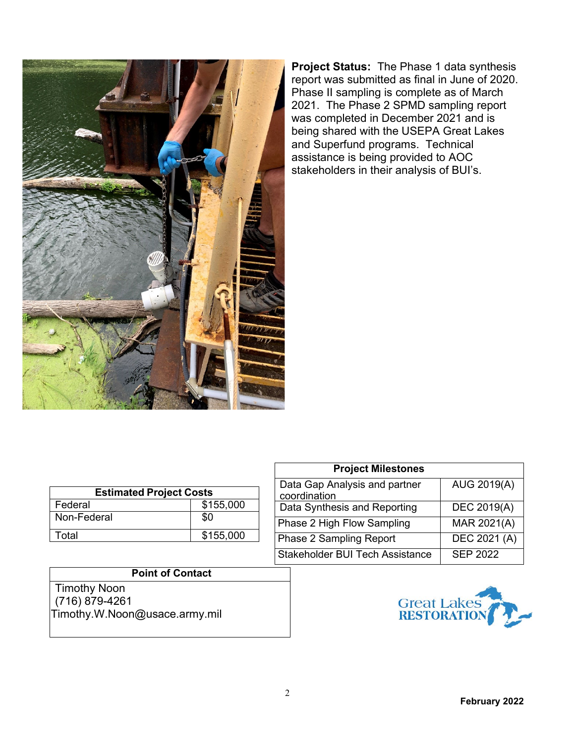**Project Status:** The Phase 1 data synthesis report was submitted as final in June of 2020. Phase II sampling is complete as of March 2021. The Phase 2 SPMD sampling report was completed in December 2021 and is being shared with the USEPA Great Lakes and Superfund programs. Technical assistance is being provided to AOC stakeholders in their analysis of BUI's.

| Estimated Project Costs | |
|---|---|
| Federal | $155,000 |
| Non-Federal | $0 |
| Total | $155,000 |

| Project Milestones | |
|---|---|
| Data Gap Analysis and partner coordination | AUG 2019(A) |
| Data Synthesis and Reporting | DEC 2019(A) |
| Phase 2 High Flow Sampling | MAR 2021(A) |
| Phase 2 Sampling Report | DEC 2021 (A) |
| Stakeholder BUI Tech Assistance | SEP 2022 |

| Point of Contact |
|---|
| Timothy Noon<br>(716) 879-4261<br>Timothy.W.Noon@usace.army.mil |

Great Lakes RESTORATION

February 2022